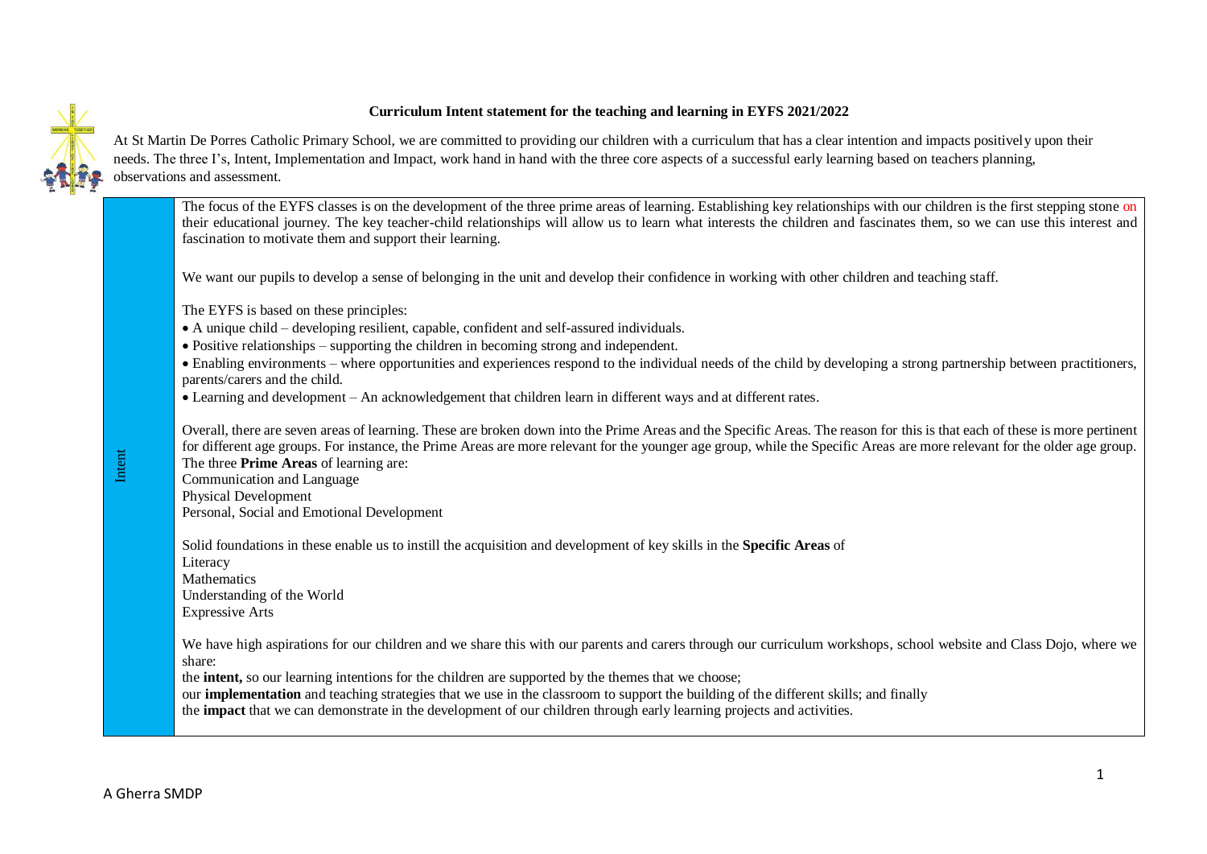# Curriculum Intent statement for the teaching and learning in EYFS 2021/2022

At St Martin De Porres Catholic Primary School, we are committed to providing our children with a curriculum that has a clear intention and impacts positively upon their needs. The three I's, Intent, Implementation and Impact, work hand in hand with the three core aspects of a successful early learning based on teachers planning, observations and assessment.

## Intent

The focus of the EYFS classes is on the development of the three prime areas of learning. Establishing key relationships with our children is the first stepping stone on their educational journey. The key teacher-child relationships will allow us to learn what interests the children and fascinates them, so we can use this interest and fascination to motivate them and support their learning.

We want our pupils to develop a sense of belonging in the unit and develop their confidence in working with other children and teaching staff.

The EYFS is based on these principles:

- A unique child – developing resilient, capable, confident and self-assured individuals.
- Positive relationships – supporting the children in becoming strong and independent.
- Enabling environments – where opportunities and experiences respond to the individual needs of the child by developing a strong partnership between practitioners, parents/carers and the child.
- Learning and development – An acknowledgement that children learn in different ways and at different rates.

Overall, there are seven areas of learning. These are broken down into the Prime Areas and the Specific Areas. The reason for this is that each of these is more pertinent for different age groups. For instance, the Prime Areas are more relevant for the younger age group, while the Specific Areas are more relevant for the older age group.

The three **Prime Areas** of learning are:

Communication and Language
Physical Development
Personal, Social and Emotional Development

Solid foundations in these enable us to instill the acquisition and development of key skills in the **Specific Areas** of

Literacy
Mathematics
Understanding of the World
Expressive Arts

We have high aspirations for our children and we share this with our parents and carers through our curriculum workshops, school website and Class Dojo, where we share:

the **intent,** so our learning intentions for the children are supported by the themes that we choose;
our **implementation** and teaching strategies that we use in the classroom to support the building of the different skills; and finally
the **impact** that we can demonstrate in the development of our children through early learning projects and activities.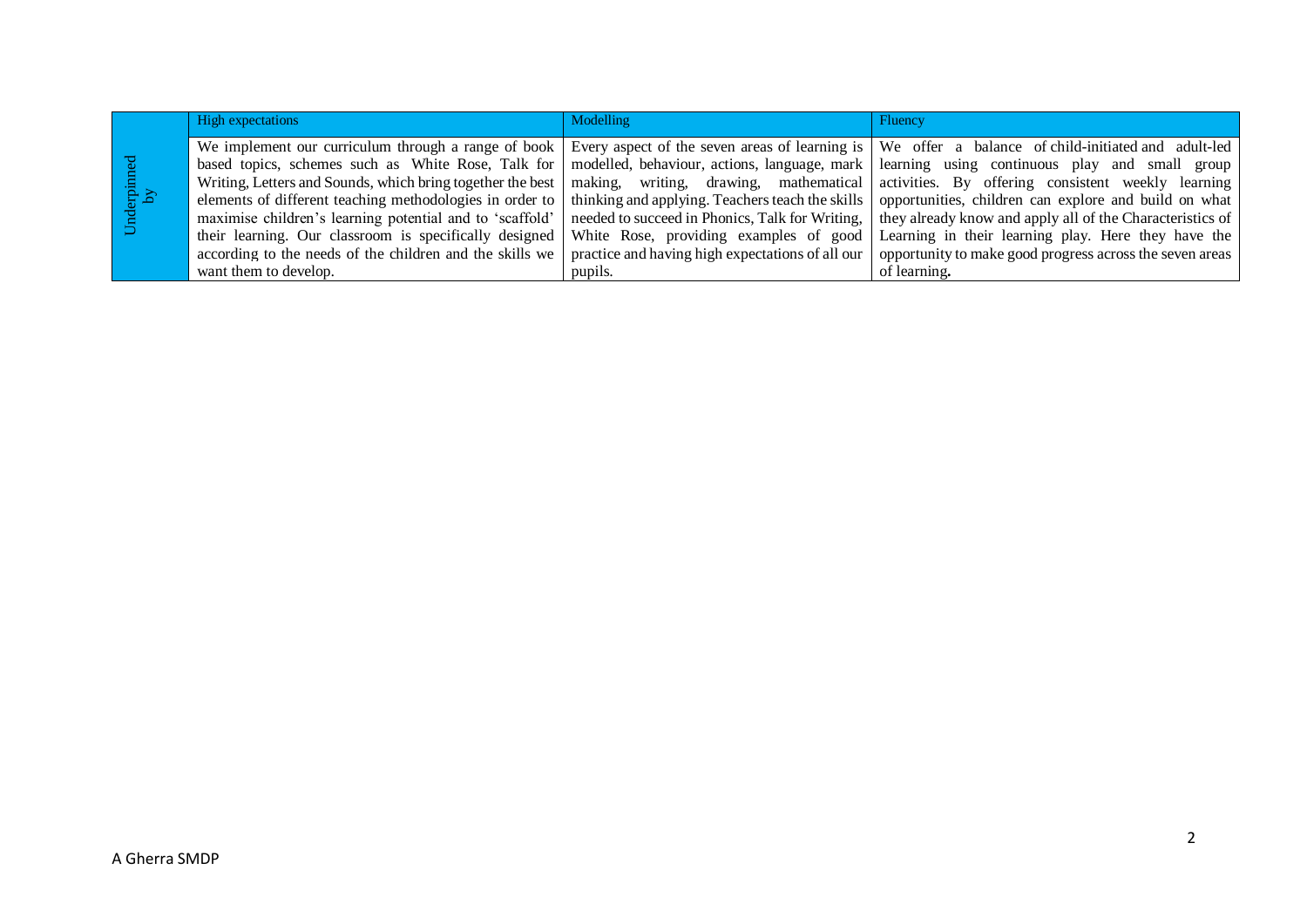| | High expectations | Modelling | Fluency |
|---|---|---|---|
| Underpinned by | We implement our curriculum through a range of book based topics, schemes such as White Rose, Talk for Writing, Letters and Sounds, which bring together the best elements of different teaching methodologies in order to maximise children's learning potential and to 'scaffold' their learning. Our classroom is specifically designed according to the needs of the children and the skills we want them to develop. | Every aspect of the seven areas of learning is modelled, behaviour, actions, language, mark making, writing, drawing, mathematical thinking and applying. Teachers teach the skills needed to succeed in Phonics, Talk for Writing, White Rose, providing examples of good practice and having high expectations of all our pupils. | We offer a balance of child-initiated and adult-led learning using continuous play and small group activities. By offering consistent weekly learning opportunities, children can explore and build on what they already know and apply all of the Characteristics of Learning in their learning play. Here they have the opportunity to make good progress across the seven areas of learning**.** |

A Gherra SMDP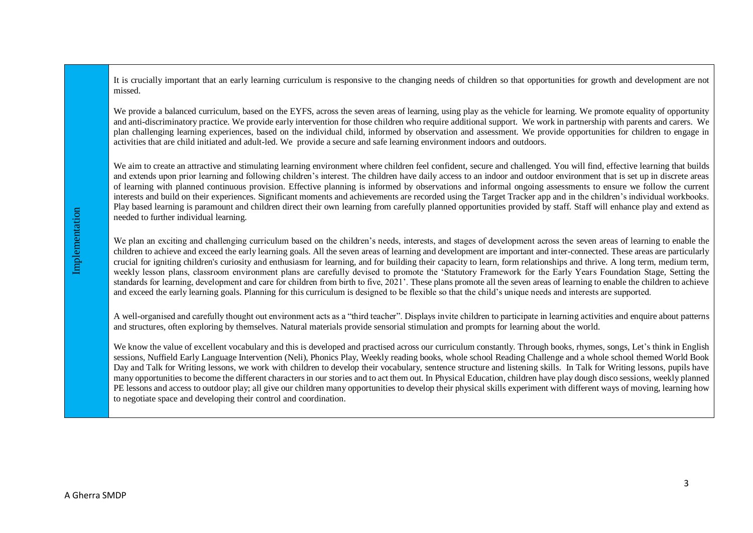## Implementation

It is crucially important that an early learning curriculum is responsive to the changing needs of children so that opportunities for growth and development are not missed.

We provide a balanced curriculum, based on the EYFS, across the seven areas of learning, using play as the vehicle for learning. We promote equality of opportunity and anti-discriminatory practice. We provide early intervention for those children who require additional support. We work in partnership with parents and carers. We plan challenging learning experiences, based on the individual child, informed by observation and assessment. We provide opportunities for children to engage in activities that are child initiated and adult-led. We provide a secure and safe learning environment indoors and outdoors.

We aim to create an attractive and stimulating learning environment where children feel confident, secure and challenged. You will find, effective learning that builds and extends upon prior learning and following children's interest. The children have daily access to an indoor and outdoor environment that is set up in discrete areas of learning with planned continuous provision. Effective planning is informed by observations and informal ongoing assessments to ensure we follow the current interests and build on their experiences. Significant moments and achievements are recorded using the Target Tracker app and in the children's individual workbooks. Play based learning is paramount and children direct their own learning from carefully planned opportunities provided by staff. Staff will enhance play and extend as needed to further individual learning.

We plan an exciting and challenging curriculum based on the children's needs, interests, and stages of development across the seven areas of learning to enable the children to achieve and exceed the early learning goals. All the seven areas of learning and development are important and inter-connected. These areas are particularly crucial for igniting children's curiosity and enthusiasm for learning, and for building their capacity to learn, form relationships and thrive. A long term, medium term, weekly lesson plans, classroom environment plans are carefully devised to promote the 'Statutory Framework for the Early Years Foundation Stage, Setting the standards for learning, development and care for children from birth to five, 2021'. These plans promote all the seven areas of learning to enable the children to achieve and exceed the early learning goals. Planning for this curriculum is designed to be flexible so that the child's unique needs and interests are supported.

A well-organised and carefully thought out environment acts as a "third teacher". Displays invite children to participate in learning activities and enquire about patterns and structures, often exploring by themselves. Natural materials provide sensorial stimulation and prompts for learning about the world.

We know the value of excellent vocabulary and this is developed and practised across our curriculum constantly. Through books, rhymes, songs, Let's think in English sessions, Nuffield Early Language Intervention (Neli), Phonics Play, Weekly reading books, whole school Reading Challenge and a whole school themed World Book Day and Talk for Writing lessons, we work with children to develop their vocabulary, sentence structure and listening skills. In Talk for Writing lessons, pupils have many opportunities to become the different characters in our stories and to act them out. In Physical Education, children have play dough disco sessions, weekly planned PE lessons and access to outdoor play; all give our children many opportunities to develop their physical skills experiment with different ways of moving, learning how to negotiate space and developing their control and coordination.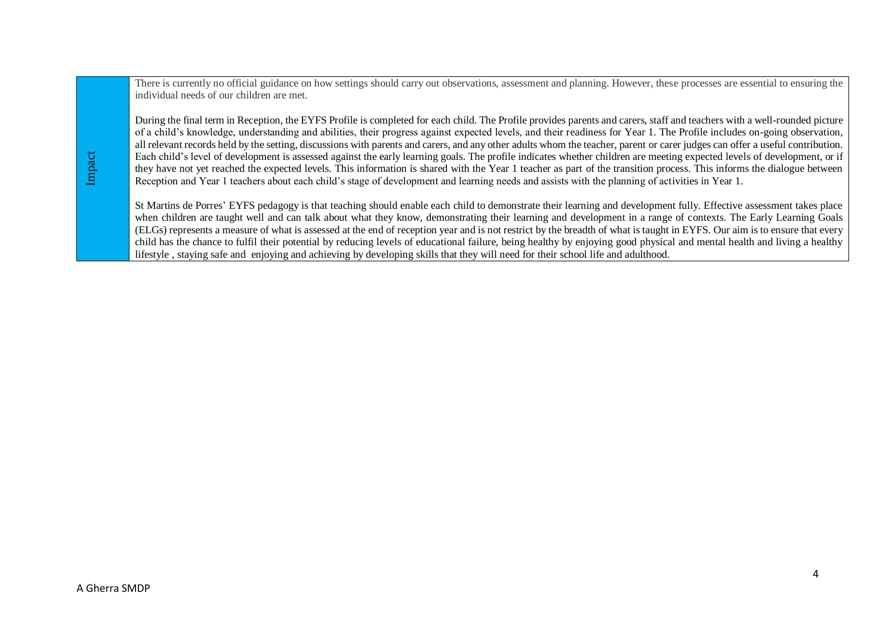| | |
|---|---|
| Impact | There is currently no official guidance on how settings should carry out observations, assessment and planning. However, these processes are essential to ensuring the individual needs of our children are met.<br><br>During the final term in Reception, the EYFS Profile is completed for each child. The Profile provides parents and carers, staff and teachers with a well-rounded picture of a child's knowledge, understanding and abilities, their progress against expected levels, and their readiness for Year 1. The Profile includes on-going observation, all relevant records held by the setting, discussions with parents and carers, and any other adults whom the teacher, parent or carer judges can offer a useful contribution. Each child's level of development is assessed against the early learning goals. The profile indicates whether children are meeting expected levels of development, or if they have not yet reached the expected levels. This information is shared with the Year 1 teacher as part of the transition process. This informs the dialogue between Reception and Year 1 teachers about each child's stage of development and learning needs and assists with the planning of activities in Year 1.<br><br>St Martins de Porres' EYFS pedagogy is that teaching should enable each child to demonstrate their learning and development fully. Effective assessment takes place when children are taught well and can talk about what they know, demonstrating their learning and development in a range of contexts. The Early Learning Goals (ELGs) represents a measure of what is assessed at the end of reception year and is not restrict by the breadth of what is taught in EYFS. Our aim is to ensure that every child has the chance to fulfil their potential by reducing levels of educational failure, being healthy by enjoying good physical and mental health and living a healthy lifestyle , staying safe and enjoying and achieving by developing skills that they will need for their school life and adulthood. |